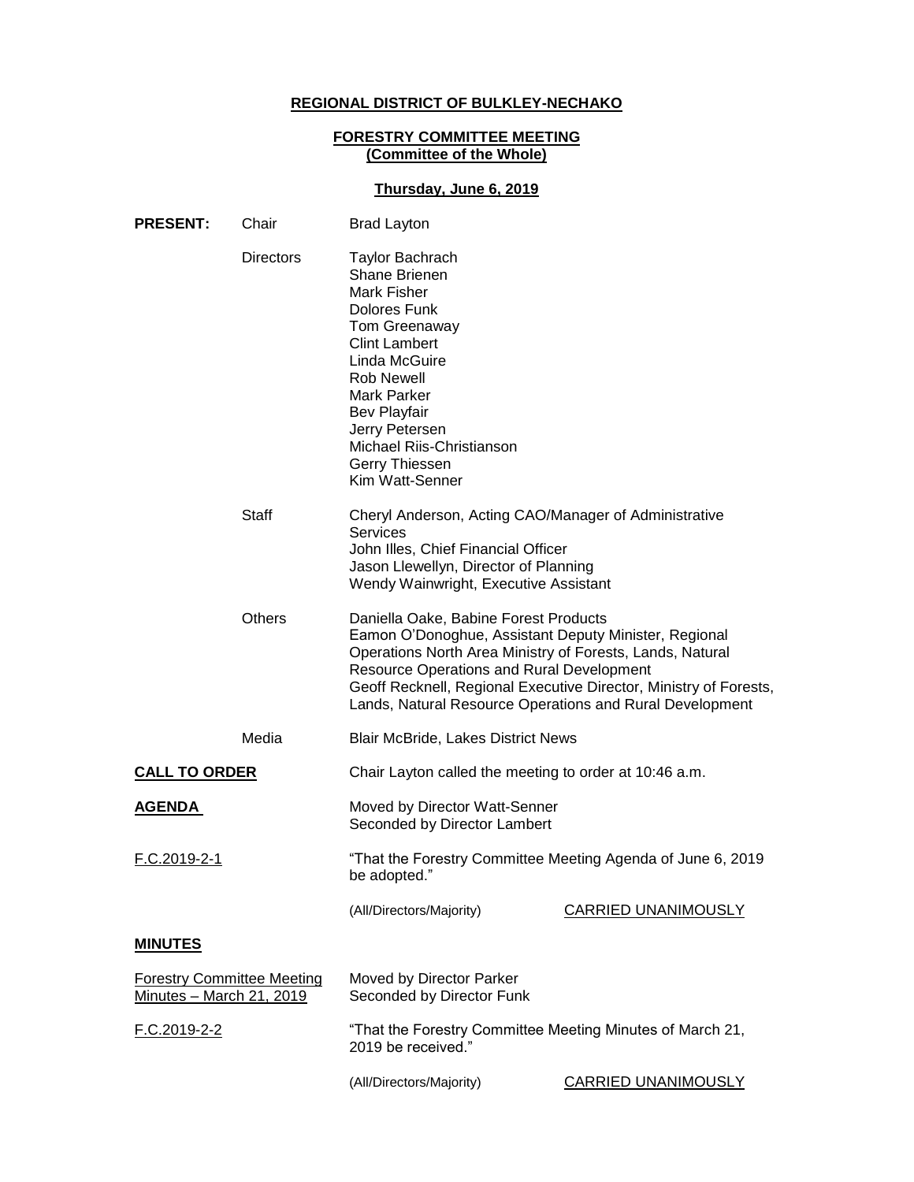**REGIONAL DISTRICT OF BULKLEY-NECHAKO**

**FORESTRY COMMITTEE MEETING**
**(Committee of the Whole)**

**Thursday, June 6, 2019**

**PRESENT:**

Chair: Brad Layton

Directors:
Taylor Bachrach
Shane Brienen
Mark Fisher
Dolores Funk
Tom Greenaway
Clint Lambert
Linda McGuire
Rob Newell
Mark Parker
Bev Playfair
Jerry Petersen
Michael Riis-Christianson
Gerry Thiessen
Kim Watt-Senner

Staff:
Cheryl Anderson, Acting CAO/Manager of Administrative Services
John Illes, Chief Financial Officer
Jason Llewellyn, Director of Planning
Wendy Wainwright, Executive Assistant

Others:
Daniella Oake, Babine Forest Products
Eamon O'Donoghue, Assistant Deputy Minister, Regional Operations North Area Ministry of Forests, Lands, Natural Resource Operations and Rural Development
Geoff Recknell, Regional Executive Director, Ministry of Forests, Lands, Natural Resource Operations and Rural Development

Media:
Blair McBride, Lakes District News

**CALL TO ORDER**

Chair Layton called the meeting to order at 10:46 a.m.

**AGENDA**

Moved by Director Watt-Senner
Seconded by Director Lambert

F.C.2019-2-1

"That the Forestry Committee Meeting Agenda of June 6, 2019 be adopted."

(All/Directors/Majority) CARRIED UNANIMOUSLY

**MINUTES**

Forestry Committee Meeting Minutes – March 21, 2019

Moved by Director Parker
Seconded by Director Funk

F.C.2019-2-2

"That the Forestry Committee Meeting Minutes of March 21, 2019 be received."

(All/Directors/Majority) CARRIED UNANIMOUSLY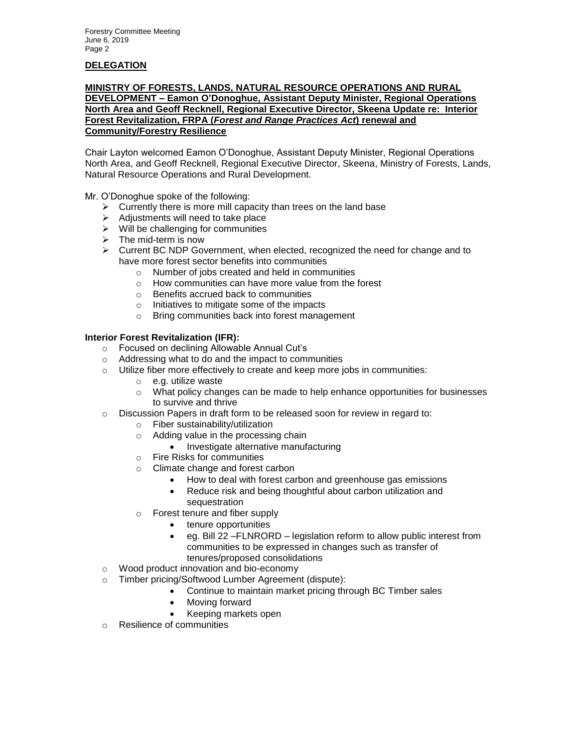## DELEGATION

**MINISTRY OF FORESTS, LANDS, NATURAL RESOURCE OPERATIONS AND RURAL DEVELOPMENT – Eamon O'Donoghue, Assistant Deputy Minister, Regional Operations North Area and Geoff Recknell, Regional Executive Director, Skeena Update re: Interior Forest Revitalization, FRPA (*Forest and Range Practices Act*) renewal and Community/Forestry Resilience**

Chair Layton welcomed Eamon O'Donoghue, Assistant Deputy Minister, Regional Operations North Area, and Geoff Recknell, Regional Executive Director, Skeena, Ministry of Forests, Lands, Natural Resource Operations and Rural Development.

Mr. O'Donoghue spoke of the following:

- Currently there is more mill capacity than trees on the land base
- Adjustments will need to take place
- Will be challenging for communities
- The mid-term is now
- Current BC NDP Government, when elected, recognized the need for change and to have more forest sector benefits into communities
  - Number of jobs created and held in communities
  - How communities can have more value from the forest
  - Benefits accrued back to communities
  - Initiatives to mitigate some of the impacts
  - Bring communities back into forest management

**Interior Forest Revitalization (IFR):**

- Focused on declining Allowable Annual Cut's
- Addressing what to do and the impact to communities
- Utilize fiber more effectively to create and keep more jobs in communities:
  - e.g. utilize waste
  - What policy changes can be made to help enhance opportunities for businesses to survive and thrive
- Discussion Papers in draft form to be released soon for review in regard to:
  - Fiber sustainability/utilization
  - Adding value in the processing chain
    - Investigate alternative manufacturing
  - Fire Risks for communities
  - Climate change and forest carbon
    - How to deal with forest carbon and greenhouse gas emissions
    - Reduce risk and being thoughtful about carbon utilization and sequestration
  - Forest tenure and fiber supply
    - tenure opportunities
    - eg. Bill 22 –FLNRORD – legislation reform to allow public interest from communities to be expressed in changes such as transfer of tenures/proposed consolidations
- Wood product innovation and bio-economy
- Timber pricing/Softwood Lumber Agreement (dispute):
  - Continue to maintain market pricing through BC Timber sales
  - Moving forward
  - Keeping markets open
- Resilience of communities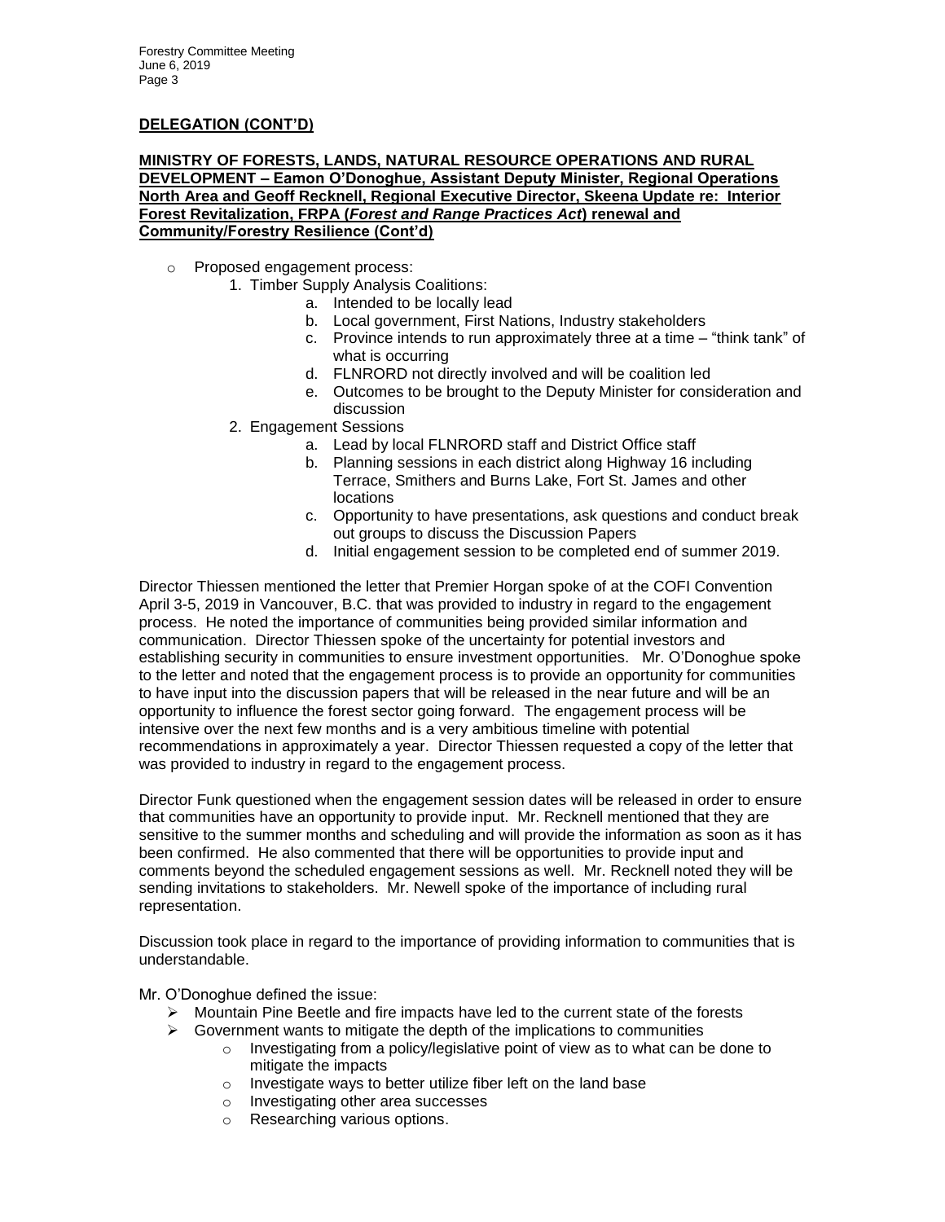**DELEGATION (CONT'D)**

**MINISTRY OF FORESTS, LANDS, NATURAL RESOURCE OPERATIONS AND RURAL DEVELOPMENT – Eamon O'Donoghue, Assistant Deputy Minister, Regional Operations North Area and Geoff Recknell, Regional Executive Director, Skeena Update re: Interior Forest Revitalization, FRPA (*Forest and Range Practices Act*) renewal and Community/Forestry Resilience (Cont'd)**

- Proposed engagement process:
  1. Timber Supply Analysis Coalitions:
     a. Intended to be locally lead
     b. Local government, First Nations, Industry stakeholders
     c. Province intends to run approximately three at a time – "think tank" of what is occurring
     d. FLNRORD not directly involved and will be coalition led
     e. Outcomes to be brought to the Deputy Minister for consideration and discussion
  2. Engagement Sessions
     a. Lead by local FLNRORD staff and District Office staff
     b. Planning sessions in each district along Highway 16 including Terrace, Smithers and Burns Lake, Fort St. James and other locations
     c. Opportunity to have presentations, ask questions and conduct break out groups to discuss the Discussion Papers
     d. Initial engagement session to be completed end of summer 2019.

Director Thiessen mentioned the letter that Premier Horgan spoke of at the COFI Convention April 3-5, 2019 in Vancouver, B.C. that was provided to industry in regard to the engagement process. He noted the importance of communities being provided similar information and communication. Director Thiessen spoke of the uncertainty for potential investors and establishing security in communities to ensure investment opportunities. Mr. O'Donoghue spoke to the letter and noted that the engagement process is to provide an opportunity for communities to have input into the discussion papers that will be released in the near future and will be an opportunity to influence the forest sector going forward. The engagement process will be intensive over the next few months and is a very ambitious timeline with potential recommendations in approximately a year. Director Thiessen requested a copy of the letter that was provided to industry in regard to the engagement process.

Director Funk questioned when the engagement session dates will be released in order to ensure that communities have an opportunity to provide input. Mr. Recknell mentioned that they are sensitive to the summer months and scheduling and will provide the information as soon as it has been confirmed. He also commented that there will be opportunities to provide input and comments beyond the scheduled engagement sessions as well. Mr. Recknell noted they will be sending invitations to stakeholders. Mr. Newell spoke of the importance of including rural representation.

Discussion took place in regard to the importance of providing information to communities that is understandable.

Mr. O'Donoghue defined the issue:

- Mountain Pine Beetle and fire impacts have led to the current state of the forests
- Government wants to mitigate the depth of the implications to communities
  - Investigating from a policy/legislative point of view as to what can be done to mitigate the impacts
  - Investigate ways to better utilize fiber left on the land base
  - Investigating other area successes
  - Researching various options.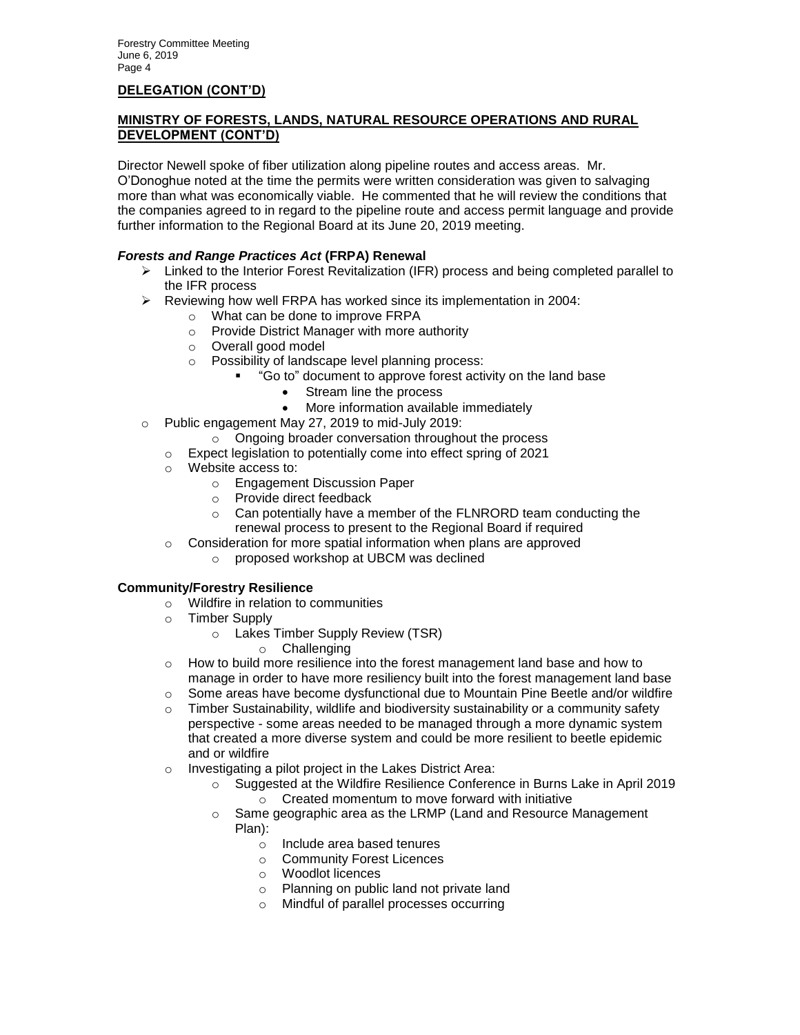**DELEGATION (CONT'D)**

**MINISTRY OF FORESTS, LANDS, NATURAL RESOURCE OPERATIONS AND RURAL DEVELOPMENT (CONT'D)**

Director Newell spoke of fiber utilization along pipeline routes and access areas. Mr. O'Donoghue noted at the time the permits were written consideration was given to salvaging more than what was economically viable. He commented that he will review the conditions that the companies agreed to in regard to the pipeline route and access permit language and provide further information to the Regional Board at its June 20, 2019 meeting.

***Forests and Range Practices Act* (FRPA) Renewal**

- Linked to the Interior Forest Revitalization (IFR) process and being completed parallel to the IFR process
- Reviewing how well FRPA has worked since its implementation in 2004:
  - What can be done to improve FRPA
  - Provide District Manager with more authority
  - Overall good model
  - Possibility of landscape level planning process:
    - "Go to" document to approve forest activity on the land base
      - Stream line the process
      - More information available immediately
- Public engagement May 27, 2019 to mid-July 2019:
  - Ongoing broader conversation throughout the process
  - Expect legislation to potentially come into effect spring of 2021
  - Website access to:
    - Engagement Discussion Paper
    - Provide direct feedback
    - Can potentially have a member of the FLNRORD team conducting the renewal process to present to the Regional Board if required
  - Consideration for more spatial information when plans are approved
    - proposed workshop at UBCM was declined

**Community/Forestry Resilience**

- Wildfire in relation to communities
- Timber Supply
  - Lakes Timber Supply Review (TSR)
    - Challenging
- How to build more resilience into the forest management land base and how to manage in order to have more resiliency built into the forest management land base
- Some areas have become dysfunctional due to Mountain Pine Beetle and/or wildfire
- Timber Sustainability, wildlife and biodiversity sustainability or a community safety perspective - some areas needed to be managed through a more dynamic system that created a more diverse system and could be more resilient to beetle epidemic and or wildfire
- Investigating a pilot project in the Lakes District Area:
  - Suggested at the Wildfire Resilience Conference in Burns Lake in April 2019
    - Created momentum to move forward with initiative
  - Same geographic area as the LRMP (Land and Resource Management Plan):
    - Include area based tenures
    - Community Forest Licences
    - Woodlot licences
    - Planning on public land not private land
    - Mindful of parallel processes occurring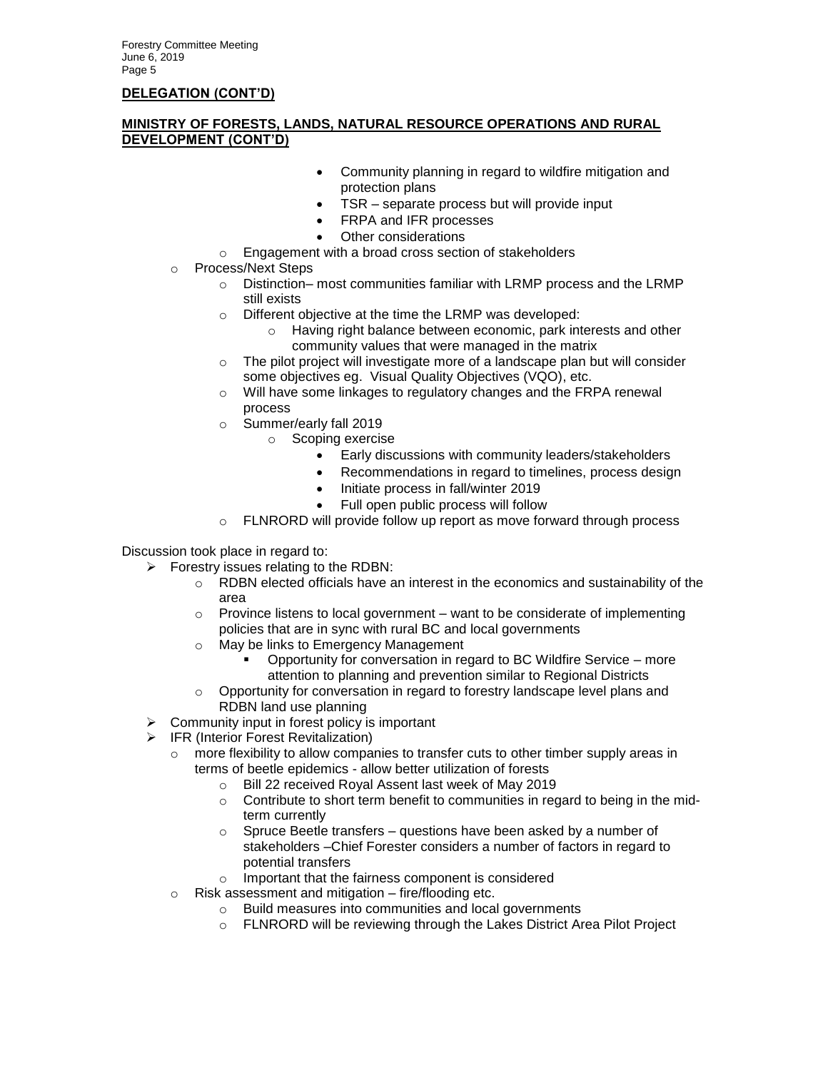## DELEGATION (CONT'D)

## MINISTRY OF FORESTS, LANDS, NATURAL RESOURCE OPERATIONS AND RURAL DEVELOPMENT (CONT'D)

            - Community planning in regard to wildfire mitigation and protection plans
            - TSR – separate process but will provide input
            - FRPA and IFR processes
            - Other considerations
        - Engagement with a broad cross section of stakeholders
    - Process/Next Steps
        - Distinction– most communities familiar with LRMP process and the LRMP still exists
        - Different objective at the time the LRMP was developed:
            - Having right balance between economic, park interests and other community values that were managed in the matrix
        - The pilot project will investigate more of a landscape plan but will consider some objectives eg. Visual Quality Objectives (VQO), etc.
        - Will have some linkages to regulatory changes and the FRPA renewal process
        - Summer/early fall 2019
            - Scoping exercise
                - Early discussions with community leaders/stakeholders
                - Recommendations in regard to timelines, process design
                - Initiate process in fall/winter 2019
                - Full open public process will follow
        - FLNRORD will provide follow up report as move forward through process

Discussion took place in regard to:

- Forestry issues relating to the RDBN:
    - RDBN elected officials have an interest in the economics and sustainability of the area
    - Province listens to local government – want to be considerate of implementing policies that are in sync with rural BC and local governments
    - May be links to Emergency Management
        - Opportunity for conversation in regard to BC Wildfire Service – more attention to planning and prevention similar to Regional Districts
    - Opportunity for conversation in regard to forestry landscape level plans and RDBN land use planning
- Community input in forest policy is important
- IFR (Interior Forest Revitalization)
    - more flexibility to allow companies to transfer cuts to other timber supply areas in terms of beetle epidemics - allow better utilization of forests
        - Bill 22 received Royal Assent last week of May 2019
        - Contribute to short term benefit to communities in regard to being in the mid-term currently
        - Spruce Beetle transfers – questions have been asked by a number of stakeholders –Chief Forester considers a number of factors in regard to potential transfers
        - Important that the fairness component is considered
    - Risk assessment and mitigation – fire/flooding etc.
        - Build measures into communities and local governments
        - FLNRORD will be reviewing through the Lakes District Area Pilot Project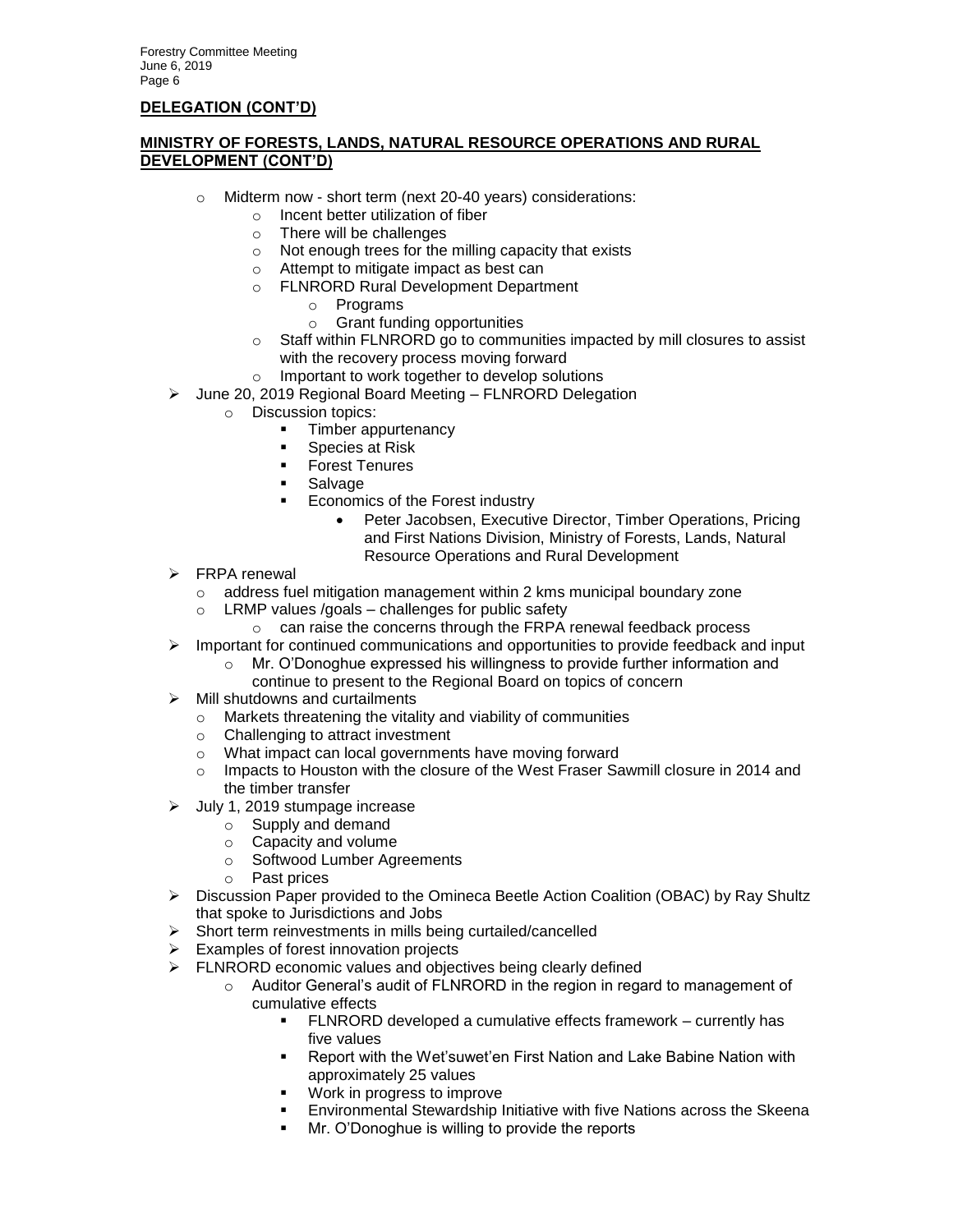**DELEGATION (CONT'D)**

**MINISTRY OF FORESTS, LANDS, NATURAL RESOURCE OPERATIONS AND RURAL DEVELOPMENT (CONT'D)**

- Midterm now - short term (next 20-40 years) considerations:
  - Incent better utilization of fiber
  - There will be challenges
  - Not enough trees for the milling capacity that exists
  - Attempt to mitigate impact as best can
  - FLNRORD Rural Development Department
    - Programs
    - Grant funding opportunities
  - Staff within FLNRORD go to communities impacted by mill closures to assist with the recovery process moving forward
  - Important to work together to develop solutions
- June 20, 2019 Regional Board Meeting – FLNRORD Delegation
  - Discussion topics:
    - Timber appurtenancy
    - Species at Risk
    - Forest Tenures
    - Salvage
    - Economics of the Forest industry
      - Peter Jacobsen, Executive Director, Timber Operations, Pricing and First Nations Division, Ministry of Forests, Lands, Natural Resource Operations and Rural Development
- FRPA renewal
  - address fuel mitigation management within 2 kms municipal boundary zone
  - LRMP values /goals – challenges for public safety
    - can raise the concerns through the FRPA renewal feedback process
- Important for continued communications and opportunities to provide feedback and input
  - Mr. O'Donoghue expressed his willingness to provide further information and continue to present to the Regional Board on topics of concern
- Mill shutdowns and curtailments
  - Markets threatening the vitality and viability of communities
  - Challenging to attract investment
  - What impact can local governments have moving forward
  - Impacts to Houston with the closure of the West Fraser Sawmill closure in 2014 and the timber transfer
- July 1, 2019 stumpage increase
  - Supply and demand
  - Capacity and volume
  - Softwood Lumber Agreements
  - Past prices
- Discussion Paper provided to the Omineca Beetle Action Coalition (OBAC) by Ray Shultz that spoke to Jurisdictions and Jobs
- Short term reinvestments in mills being curtailed/cancelled
- Examples of forest innovation projects
- FLNRORD economic values and objectives being clearly defined
  - Auditor General's audit of FLNRORD in the region in regard to management of cumulative effects
    - FLNRORD developed a cumulative effects framework – currently has five values
    - Report with the Wet'suwet'en First Nation and Lake Babine Nation with approximately 25 values
    - Work in progress to improve
    - Environmental Stewardship Initiative with five Nations across the Skeena
    - Mr. O'Donoghue is willing to provide the reports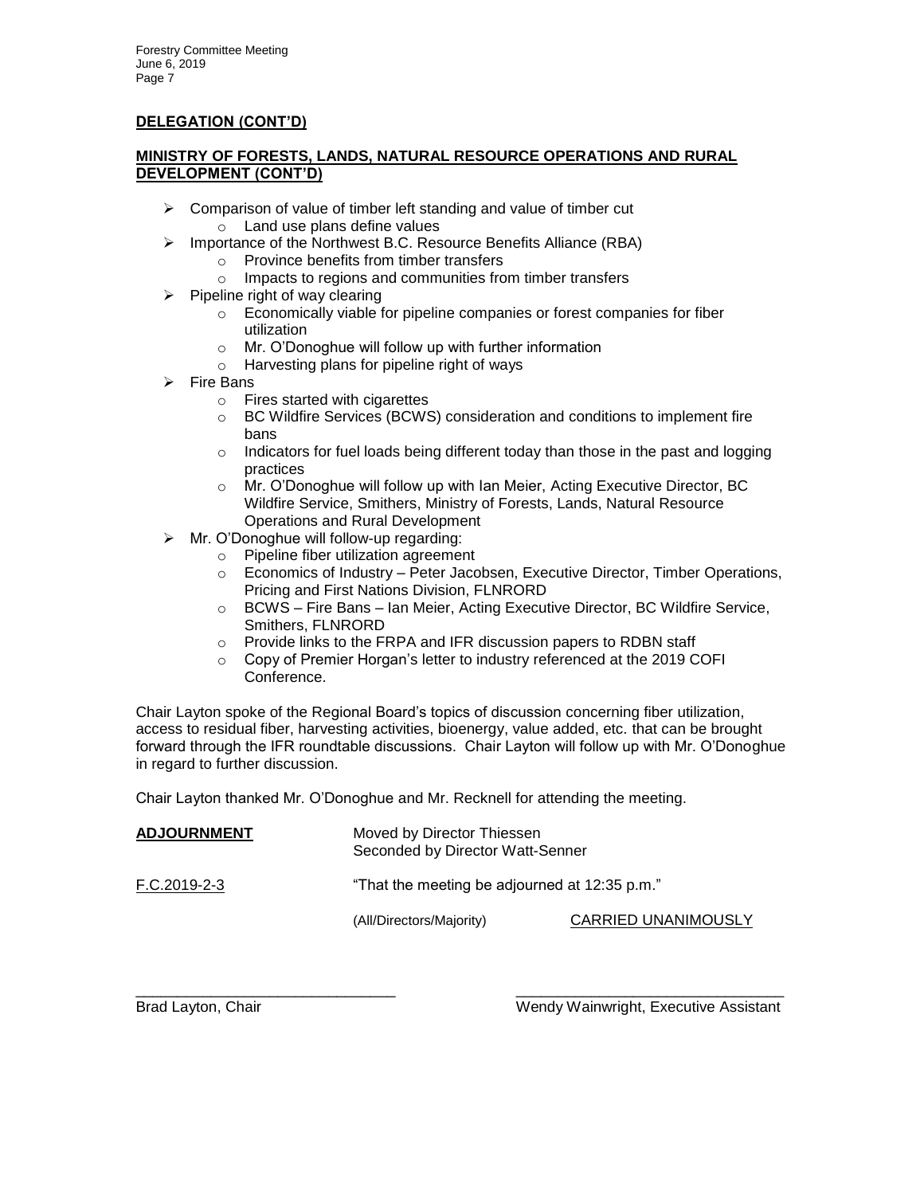**DELEGATION (CONT'D)**

**MINISTRY OF FORESTS, LANDS, NATURAL RESOURCE OPERATIONS AND RURAL DEVELOPMENT (CONT'D)**

- Comparison of value of timber left standing and value of timber cut
  - Land use plans define values
- Importance of the Northwest B.C. Resource Benefits Alliance (RBA)
  - Province benefits from timber transfers
  - Impacts to regions and communities from timber transfers
- Pipeline right of way clearing
  - Economically viable for pipeline companies or forest companies for fiber utilization
  - Mr. O'Donoghue will follow up with further information
  - Harvesting plans for pipeline right of ways
- Fire Bans
  - Fires started with cigarettes
  - BC Wildfire Services (BCWS) consideration and conditions to implement fire bans
  - Indicators for fuel loads being different today than those in the past and logging practices
  - Mr. O'Donoghue will follow up with Ian Meier, Acting Executive Director, BC Wildfire Service, Smithers, Ministry of Forests, Lands, Natural Resource Operations and Rural Development
- Mr. O'Donoghue will follow-up regarding:
  - Pipeline fiber utilization agreement
  - Economics of Industry – Peter Jacobsen, Executive Director, Timber Operations, Pricing and First Nations Division, FLNRORD
  - BCWS – Fire Bans – Ian Meier, Acting Executive Director, BC Wildfire Service, Smithers, FLNRORD
  - Provide links to the FRPA and IFR discussion papers to RDBN staff
  - Copy of Premier Horgan's letter to industry referenced at the 2019 COFI Conference.

Chair Layton spoke of the Regional Board's topics of discussion concerning fiber utilization, access to residual fiber, harvesting activities, bioenergy, value added, etc. that can be brought forward through the IFR roundtable discussions. Chair Layton will follow up with Mr. O'Donoghue in regard to further discussion.

Chair Layton thanked Mr. O'Donoghue and Mr. Recknell for attending the meeting.

**ADJOURNMENT** Moved by Director Thiessen
Seconded by Director Watt-Senner

F.C.2019-2-3 "That the meeting be adjourned at 12:35 p.m."

(All/Directors/Majority) CARRIED UNANIMOUSLY

\_\_\_\_\_\_\_\_\_\_\_\_\_\_\_\_\_\_\_\_\_\_\_\_\_\_\_\_\_\_
Brad Layton, Chair

\_\_\_\_\_\_\_\_\_\_\_\_\_\_\_\_\_\_\_\_\_\_\_\_\_\_\_\_\_\_
Wendy Wainwright, Executive Assistant